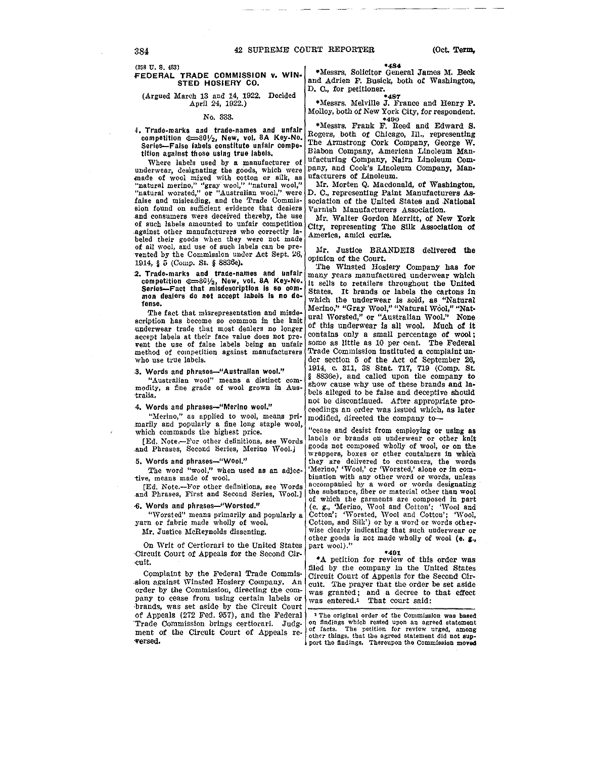(258 U. S. 483)

## FEDERAL TRADE COMMISSION v. WINSTED HOSIERY CO.

(Argued March 13 and 14, 1922. Decided April 24, 1922.)

No. 333.

**1. Trade-marks and trade-names and unfair competition ⇐80½, New, vol. 8A Key-No. Series—False labels constitute unfair competition against those using true labels.**

Where labels used by a manufacturer of underwear, designating the goods, which were made of wool mixed with cotton or silk, as "natural merino," "gray wool," "natural wool," "natural worsted," or "Australian wool," were false and misleading, and the Trade Commission found on sufficient evidence that dealers and consumers were deceived thereby, the use of such labels amounted to unfair competition against other manufacturers who correctly labeled their goods when they were not made of all wool, and use of such labels can be prevented by the Commission under Act Sept. 26, 1914, § 5 (Comp. St. § 8836e).

**2. Trade-marks and trade-names and unfair competition ⇐80½, New, vol. 8A Key-No. Series—Fact that misdescription is so common dealers do not accept labels is no defense.**

The fact that misrepresentation and misdescription has become so common in the knit underwear trade that most dealers no longer accept labels at their face value does not prevent the use of false labels being an unfair method of competition against manufacturers who use true labels.

**3. Words and phrases—"Australian wool."**

"Australian wool" means a distinct commodity, a fine grade of wool grown in Australia.

**4. Words and phrases—"Merino wool."**

"Merino," as applied to wool, means primarily and popularly a fine long staple wool, which commands the highest price.

[Ed. Note.—For other definitions, see Words and Phrases, Second Series, Merino Wool.]

**5. Words and phrases—"Wool."**

The word "wool," when used as an adjective, means made of wool.

[Ed. Note.—For other definitions, see Words and Phrases, First and Second Series, Wool.]

**6. Words and phrases—"Worsted."**

"Worsted" means primarily and popularly a yarn or fabric made wholly of wool.

Mr. Justice McReynolds dissenting.

On Writ of Certiorari to the United States Circuit Court of Appeals for the Second Circuit.

Complaint by the Federal Trade Commission against Winsted Hosiery Company. An order by the Commission, directing the company to cease from using certain labels or brands, was set aside by the Circuit Court of Appeals (272 Fed. 957), and the Federal Trade Commission brings certiorari. Judgment of the Circuit Court of Appeals reversed.

*484

*Messrs. Solicitor General James M. Beck and Adrien F. Busick, both of Washington, D. C., for petitioner.

*487

*Messrs. Melville J. France and Henry P. Molloy, both of New York City, for respondent.

*490

*Messrs. Frank F. Reed and Edward S. Rogers, both of Chicago, Ill., representing The Armstrong Cork Company, George W. Blabon Company, American Linoleum Manufacturing Company, Nairn Linoleum Company, and Cook's Linoleum Company, Manufacturers of Linoleum.

Mr. Morten Q. Macdonald, of Washington, D. C., representing Paint Manufacturers Association of the United States and National Varnish Manufacturers Association.

Mr. Walter Gordon Merritt, of New York City, representing The Silk Association of America, amici curiæ.

Mr. Justice BRANDEIS delivered the opinion of the Court.

The Winsted Hosiery Company has for many years manufactured underwear which it sells to retailers throughout the United States. It brands or labels the cartons in which the underwear is sold, as "Natural Merino," "Gray Wool," "Natural Wool," "Natural Worsted," or "Australian Wool." None of this underwear is all wool. Much of it contains only a small percentage of wool; some as little as 10 per cent. The Federal Trade Commission instituted a complaint under section 5 of the Act of September 26, 1914, c. 311, 38 Stat. 717, 719 (Comp. St. § 8836e), and called upon the company to show cause why use of these brands and labels alleged to be false and deceptive should not be discontinued. After appropriate proceedings an order was issued which, as later modified, directed the company to—

"cease and desist from employing or using as labels or brands on underwear or other knit goods not composed wholly of wool, or on the wrappers, boxes or other containers in which they are delivered to customers, the words 'Merino,' 'Wool,' or 'Worsted,' alone or in combination with any other word or words, unless accompanied by a word or words designating the substance, fiber or material other than wool of which the garments are composed in part (e. g., 'Merino, Wool and Cotton'; 'Wool and Cotton'; 'Worsted, Wool and Cotton'; 'Wool, Cotton, and Silk') or by a word or words otherwise clearly indicating that such underwear or other goods is not made wholly of wool (e. g., part wool)."

*491

*A petition for review of this order was filed by the company in the United States Circuit Court of Appeals for the Second Circuit. The prayer that the order be set aside was granted; and a decree to that effect was entered.[1] That court said:

[1] The original order of the Commission was based on findings which rested upon an agreed statement of facts. The petition for review urged, among other things, that the agreed statement did not support the findings. Thereupon the Commission moved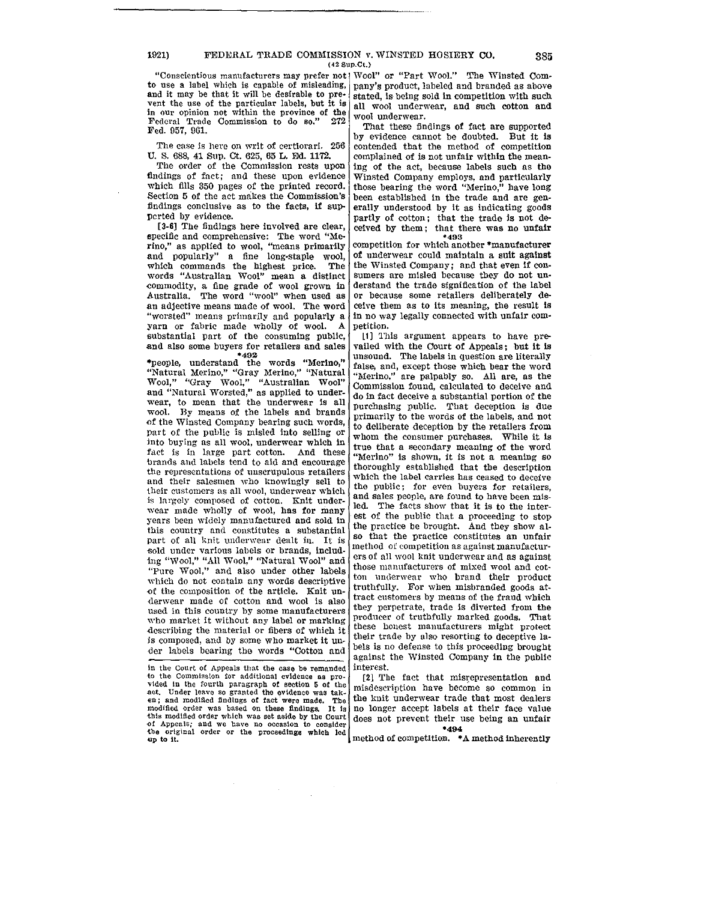"Conscientious manufacturers may prefer not to use a label which is capable of misleading, and it may be that it will be desirable to prevent the use of the particular labels, but it is in our opinion not within the province of the Federal Trade Commission to do so." 272 Fed. 957, 961.

The case is here on writ of certiorari. 256 U. S. 688, 41 Sup. Ct. 625, 65 L. Ed. 1172.

The order of the Commission rests upon findings of fact; and these upon evidence which fills 350 pages of the printed record. Section 5 of the act makes the Commission's findings conclusive as to the facts, if supported by evidence.

[3-6] The findings here involved are clear, specific and comprehensive: The word "Merino," as applied to wool, "means primarily and popularly" a fine long-staple wool, which commands the highest price. The words "Australian Wool" mean a distinct commodity, a fine grade of wool grown in Australia. The word "wool" when used as an adjective means made of wool. The word "worsted" means primarily and popularly a yarn or fabric made wholly of wool. A substantial part of the consuming public, and also some buyers for retailers and sales *492 *people, understand the words "Merino," "Natural Merino," "Gray Merino," "Natural Wool," "Gray Wool," "Australian Wool" and "Natural Worsted," as applied to underwear, to mean that the underwear is all wool. By means of the labels and brands of the Winsted Company bearing such words, part of the public is misled into selling or into buying as all wool, underwear which in fact is in large part cotton. And these brands and labels tend to aid and encourage the representations of unscrupulous retailers and their salesmen who knowingly sell to their customers as all wool, underwear which is largely composed of cotton. Knit underwear made wholly of wool, has for many years been widely manufactured and sold in this country and constitutes a substantial part of all knit underwear dealt in. It is sold under various labels or brands, including "Wool," "All Wool," "Natural Wool" and "Pure Wool," and also under other labels which do not contain any words descriptive of the composition of the article. Knit underwear made of cotton and wool is also used in this country by some manufacturers who market it without any label or marking describing the material or fibers of which it is composed, and by some who market it under labels bearing the words "Cotton and Wool" or "Part Wool." The Winsted Company's product, labeled and branded as above stated, is being sold in competition with such all wool underwear, and such cotton and wool underwear.

That these findings of fact are supported by evidence cannot be doubted. But it is contended that the method of competition complained of is not unfair within the meaning of the act, because labels such as the Winsted Company employs, and particularly those bearing the word "Merino," have long been established in the trade and are generally understood by it as indicating goods partly of cotton; that the trade is not deceived by them; that there was no unfair *493 competition for which another *manufacturer of underwear could maintain a suit against the Winsted Company; and that even if consumers are misled because they do not understand the trade signification of the label or because some retailers deliberately deceive them as to its meaning, the result is in no way legally connected with unfair competition.

[1] This argument appears to have prevailed with the Court of Appeals; but it is unsound. The labels in question are literally false, and, except those which bear the word "Merino," are palpably so. All are, as the Commission found, calculated to deceive and do in fact deceive a substantial portion of the purchasing public. That deception is due primarily to the words of the labels, and not to deliberate deception by the retailers from whom the consumer purchases. While it is true that a secondary meaning of the word "Merino" is shown, it is not a meaning so thoroughly established that the description which the label carries has ceased to deceive the public; for even buyers for retailers, and sales people, are found to have been misled. The facts show that it is to the interest of the public that a proceeding to stop the practice be brought. And they show also that the practice constitutes an unfair method of competition as against manufacturers of all wool knit underwear and as against those manufacturers of mixed wool and cotton underwear who brand their product truthfully. For when misbranded goods attract customers by means of the fraud which they perpetrate, trade is diverted from the producer of truthfully marked goods. That these honest manufacturers might protect their trade by also resorting to deceptive labels is no defense to this proceeding brought against the Winsted Company in the public interest.

[2] The fact that misrepresentation and misdescription have become so common in the knit underwear trade that most dealers no longer accept labels at their face value does not prevent their use being an unfair *494 method of competition. *A method inherently

---

in the Court of Appeals that the case be remanded to the Commission for additional evidence as provided in the fourth paragraph of section 5 of the act. Under leave so granted the evidence was taken; and modified findings of fact were made. The modified order was based on these findings. It is this modified order which was set aside by the Court of Appeals; and we have no occasion to consider the original order or the proceedings which led up to it.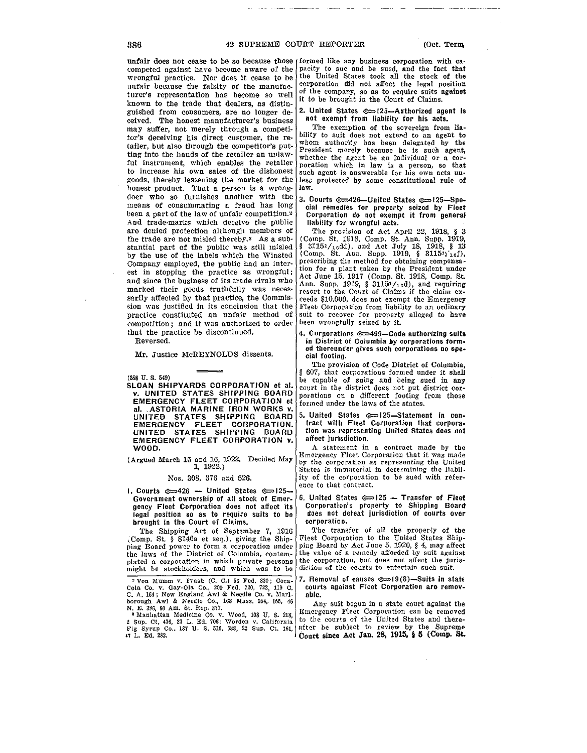unfair does not cease to be so because those competed against have become aware of the wrongful practice. Nor does it cease to be unfair because the falsity of the manufacturer's representation has become so well known to the trade that dealers, as distinguished from consumers, are no longer deceived. The honest manufacturer's business may suffer, not merely through a competitor's deceiving his direct customer, the retailer, but also through the competitor's putting into the hands of the retailer an unlawful instrument, which enables the retailer to increase his own sales of the dishonest goods, thereby lessening the market for the honest product. That a person is a wrongdoer who so furnishes another with the means of consummating a fraud has long been a part of the law of unfair competition.[2] And trade-marks which deceive the public are denied protection although members of the trade are not misled thereby.[3] As a substantial part of the public was still misled by the use of the labels which the Winsted Company employed, the public had an interest in stopping the practice as wrongful; and since the business of its trade rivals who marked their goods truthfully was necessarily affected by that practice, the Commission was justified in its conclusion that the practice constituted an unfair method of competition; and it was authorized to order that the practice be discontinued.

Reversed.

Mr. Justice McREYNOLDS dissents.

---

[2] Von Mumm v. Frash (C. C.) 56 Fed. 830; Coca-Cola Co. v. Gay-Ola Co., 200 Fed. 720, 722, 119 C. C. A. 164; New England Awl & Needle Co. v. Marlborough Awl & Needle Co., 168 Mass. 154, 155, 46 N. E. 386, 60 Am. St. Rep. 377.

[3] Manhattan Medicine Co. v. Wood, 108 U. S. 218, 2 Sup. Ct. 436, 27 L. Ed. 706; Worden v. California Fig Syrup Co., 187 U. S. 516, 538, 23 Sup. Ct. 161, 47 L. Ed. 282.

---

(258 U. S. 549)

## SLOAN SHIPYARDS CORPORATION et al. v. UNITED STATES SHIPPING BOARD EMERGENCY FLEET CORPORATION et al. ASTORIA MARINE IRON WORKS v. UNITED STATES SHIPPING BOARD EMERGENCY FLEET CORPORATION. UNITED STATES SHIPPING BOARD EMERGENCY FLEET CORPORATION v. WOOD.

(Argued March 15 and 16, 1922. Decided May 1, 1922.)

Nos. 308, 376 and 526.

**1. Courts ⚷426 — United States ⚷125—Government ownership of all stock of Emergency Fleet Corporation does not affect its legal position so as to require suits to be brought in the Court of Claims.**

The Shipping Act of September 7, 1916 (Comp. St. § 8146a et seq.), giving the Shipping Board power to form a corporation under the laws of the District of Columbia, contemplated a corporation in which private persons might be stockholders, and which was to be formed like any business corporation with capacity to sue and be sued, and the fact that the United States took all the stock of the corporation did not affect the legal position of the company, so as to require suits against it to be brought in the Court of Claims.

**2. United States ⚷125—Authorized agent is not exempt from liability for his acts.**

The exemption of the sovereign from liability to suit does not extend to an agent to whom authority has been delegated by the President merely because he is such agent, whether the agent be an individual or a corporation which in law is a person, so that such agent is answerable for his own acts unless protected by some constitutional rule of law.

**3. Courts ⚷426—United States ⚷125—Special remedies for property seized by Fleet Corporation do not exempt it from general liability for wrongful acts.**

The provision of Act April 22, 1918, § 3 (Comp. St. 1918, Comp. St. Ann. Supp. 1919, § 3115¹/₁₆dd), and Act July 18, 1918, § 13 (Comp. St. Ann. Supp. 1919, § 3115¹/₁₆j), prescribing the method for obtaining compensation for a plant taken by the President under Act June 15, 1917 (Comp. St. 1918, Comp. St. Ann. Supp. 1919, § 3115¹/₁₆d), and requiring resort to the Court of Claims if the claim exceeds $10,000, does not exempt the Emergency Fleet Corporation from liability to an ordinary suit to recover for property alleged to have been wrongfully seized by it.

**4. Corporations ⚷499—Code authorizing suits in District of Columbia by corporations formed thereunder gives such corporations no special footing.**

The provision of Code District of Columbia, § 607, that corporations formed under it shall be capable of suing and being sued in any court in the district does not put district corporations on a different footing from those formed under the laws of the states.

**5. United States ⚷125—Statement in contract with Fleet Corporation that corporation was representing United States does not affect jurisdiction.**

A statement in a contract made by the Emergency Fleet Corporation that it was made by the corporation as representing the United States is immaterial in determining the liability of the corporation to be sued with reference to that contract.

**6. United States ⚷125 — Transfer of Fleet Corporation's property to Shipping Board does not defeat jurisdiction of courts over corporation.**

The transfer of all the property of the Fleet Corporation to the United States Shipping Board by Act June 5, 1920, § 4, may affect the value of a remedy afforded by suit against the corporation, but does not affect the jurisdiction of the courts to entertain such suit.

**7. Removal of causes ⚷19(8)—Suits in state courts against Fleet Corporation are removable.**

Any suit begun in a state court against the Emergency Fleet Corporation can be removed to the courts of the United States and thereafter be subject to review by the Supreme Court since Act Jan. 28, 1915, § 5 (Comp. St.